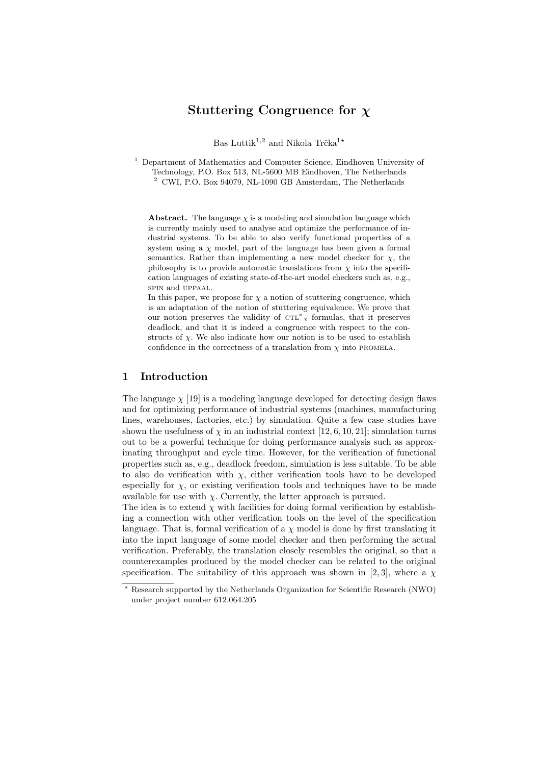# Stuttering Congruence for $\chi$

Bas Luttik[1,2] and Nikola Trčka[1]*

[1] Department of Mathematics and Computer Science, Eindhoven University of Technology, P.O. Box 513, NL-5600 MB Eindhoven, The Netherlands
[2] CWI, P.O. Box 94079, NL-1090 GB Amsterdam, The Netherlands

**Abstract.** The language $\chi$ is a modeling and simulation language which is currently mainly used to analyse and optimize the performance of industrial systems. To be able to also verify functional properties of a system using a $\chi$ model, part of the language has been given a formal semantics. Rather than implementing a new model checker for $\chi$, the philosophy is to provide automatic translations from $\chi$ into the specification languages of existing state-of-the-art model checkers such as, e.g., SPIN and UPPAAL.

In this paper, we propose for $\chi$ a notion of stuttering congruence, which is an adaptation of the notion of stuttering equivalence. We prove that our notion preserves the validity of $\text{CTL}^*_{-X}$ formulas, that it preserves deadlock, and that it is indeed a congruence with respect to the constructs of $\chi$. We also indicate how our notion is to be used to establish confidence in the correctness of a translation from $\chi$ into PROMELA.

## 1 Introduction

The language $\chi$ [19] is a modeling language developed for detecting design flaws and for optimizing performance of industrial systems (machines, manufacturing lines, warehouses, factories, etc.) by simulation. Quite a few case studies have shown the usefulness of $\chi$ in an industrial context [12, 6, 10, 21]; simulation turns out to be a powerful technique for doing performance analysis such as approximating throughput and cycle time. However, for the verification of functional properties such as, e.g., deadlock freedom, simulation is less suitable. To be able to also do verification with $\chi$, either verification tools have to be developed especially for $\chi$, or existing verification tools and techniques have to be made available for use with $\chi$. Currently, the latter approach is pursued.

The idea is to extend $\chi$ with facilities for doing formal verification by establishing a connection with other verification tools on the level of the specification language. That is, formal verification of a $\chi$ model is done by first translating it into the input language of some model checker and then performing the actual verification. Preferably, the translation closely resembles the original, so that a counterexamples produced by the model checker can be related to the original specification. The suitability of this approach was shown in [2, 3], where a $\chi$

* Research supported by the Netherlands Organization for Scientific Research (NWO) under project number 612.064.205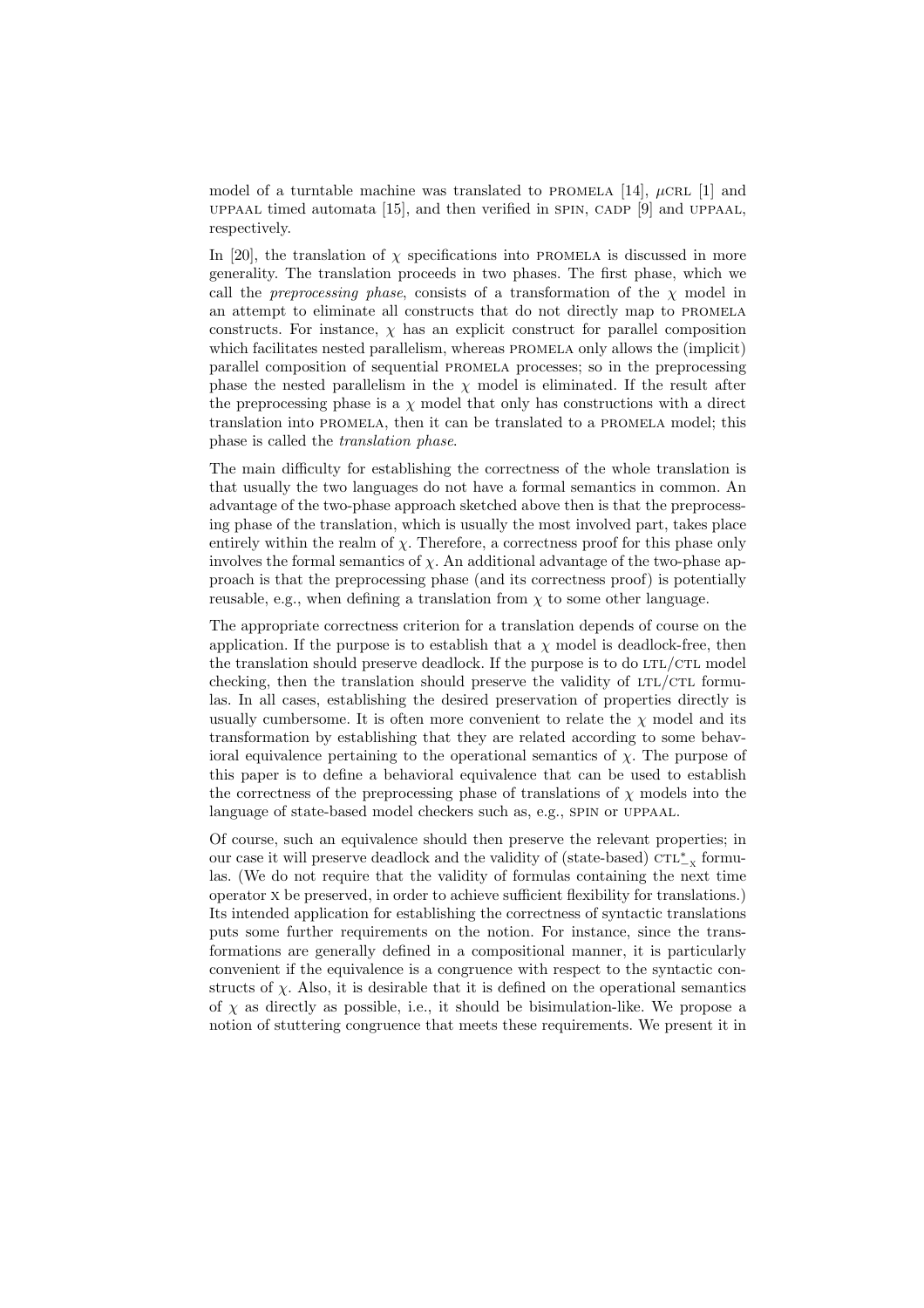model of a turntable machine was translated to PROMELA [14], $\mu$CRL [1] and UPPAAL timed automata [15], and then verified in SPIN, CADP [9] and UPPAAL, respectively.

In [20], the translation of $\chi$ specifications into PROMELA is discussed in more generality. The translation proceeds in two phases. The first phase, which we call the *preprocessing phase*, consists of a transformation of the $\chi$ model in an attempt to eliminate all constructs that do not directly map to PROMELA constructs. For instance, $\chi$ has an explicit construct for parallel composition which facilitates nested parallelism, whereas PROMELA only allows the (implicit) parallel composition of sequential PROMELA processes; so in the preprocessing phase the nested parallelism in the $\chi$ model is eliminated. If the result after the preprocessing phase is a $\chi$ model that only has constructions with a direct translation into PROMELA, then it can be translated to a PROMELA model; this phase is called the *translation phase*.

The main difficulty for establishing the correctness of the whole translation is that usually the two languages do not have a formal semantics in common. An advantage of the two-phase approach sketched above then is that the preprocessing phase of the translation, which is usually the most involved part, takes place entirely within the realm of $\chi$. Therefore, a correctness proof for this phase only involves the formal semantics of $\chi$. An additional advantage of the two-phase approach is that the preprocessing phase (and its correctness proof) is potentially reusable, e.g., when defining a translation from $\chi$ to some other language.

The appropriate correctness criterion for a translation depends of course on the application. If the purpose is to establish that a $\chi$ model is deadlock-free, then the translation should preserve deadlock. If the purpose is to do LTL/CTL model checking, then the translation should preserve the validity of LTL/CTL formulas. In all cases, establishing the desired preservation of properties directly is usually cumbersome. It is often more convenient to relate the $\chi$ model and its transformation by establishing that they are related according to some behavioral equivalence pertaining to the operational semantics of $\chi$. The purpose of this paper is to define a behavioral equivalence that can be used to establish the correctness of the preprocessing phase of translations of $\chi$ models into the language of state-based model checkers such as, e.g., SPIN or UPPAAL.

Of course, such an equivalence should then preserve the relevant properties; in our case it will preserve deadlock and the validity of (state-based) $\mathrm{CTL}^*_{-\mathrm{X}}$ formulas. (We do not require that the validity of formulas containing the next time operator X be preserved, in order to achieve sufficient flexibility for translations.) Its intended application for establishing the correctness of syntactic translations puts some further requirements on the notion. For instance, since the transformations are generally defined in a compositional manner, it is particularly convenient if the equivalence is a congruence with respect to the syntactic constructs of $\chi$. Also, it is desirable that it is defined on the operational semantics of $\chi$ as directly as possible, i.e., it should be bisimulation-like. We propose a notion of stuttering congruence that meets these requirements. We present it in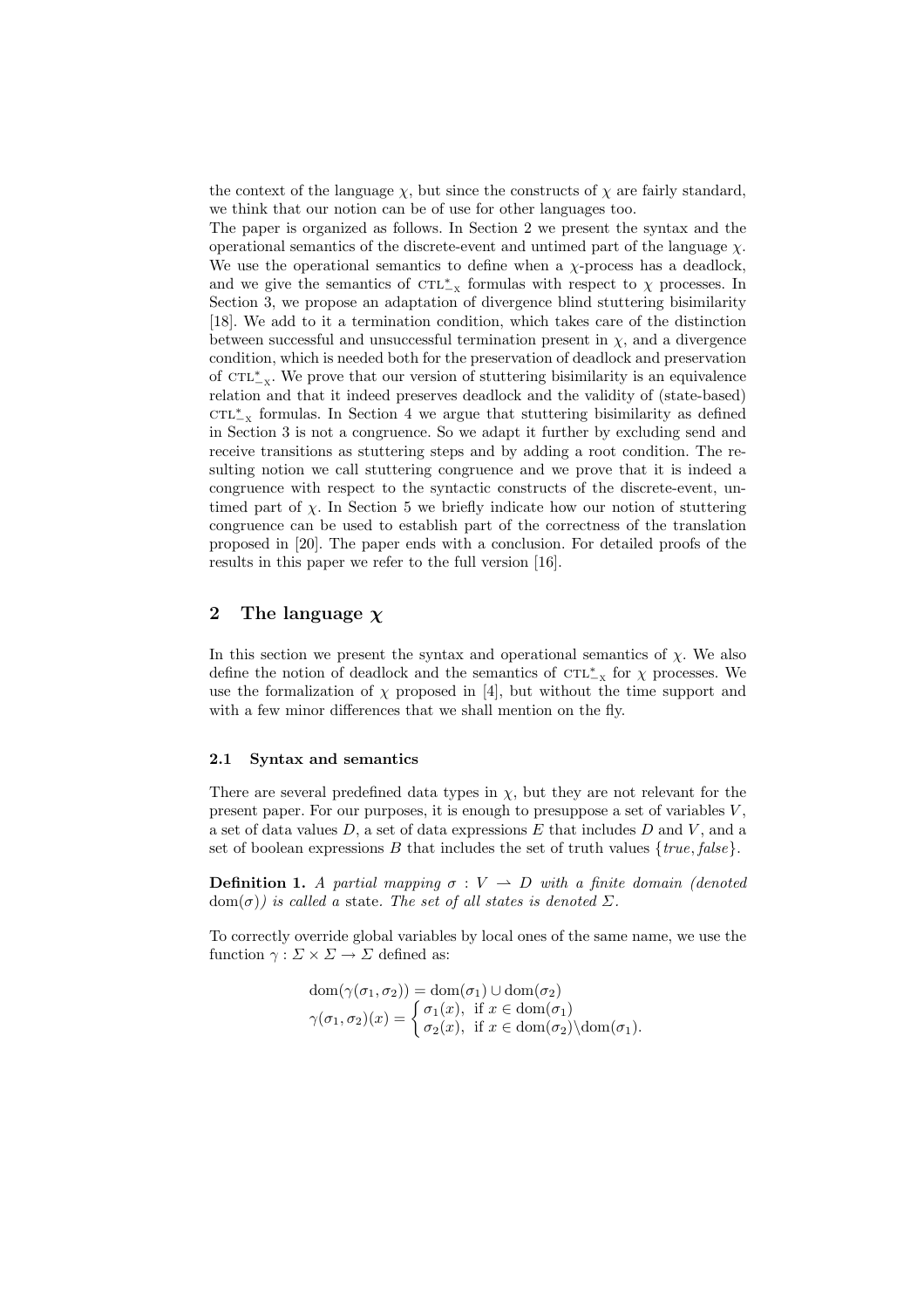the context of the language $\chi$, but since the constructs of $\chi$ are fairly standard, we think that our notion can be of use for other languages too.

The paper is organized as follows. In Section 2 we present the syntax and the operational semantics of the discrete-event and untimed part of the language $\chi$. We use the operational semantics to define when a $\chi$-process has a deadlock, and we give the semantics of $\text{CTL}^*_{-\text{X}}$ formulas with respect to $\chi$ processes. In Section 3, we propose an adaptation of divergence blind stuttering bisimilarity [18]. We add to it a termination condition, which takes care of the distinction between successful and unsuccessful termination present in $\chi$, and a divergence condition, which is needed both for the preservation of deadlock and preservation of $\text{CTL}^*_{-\text{X}}$. We prove that our version of stuttering bisimilarity is an equivalence relation and that it indeed preserves deadlock and the validity of (state-based) $\text{CTL}^*_{-\text{X}}$ formulas. In Section 4 we argue that stuttering bisimilarity as defined in Section 3 is not a congruence. So we adapt it further by excluding send and receive transitions as stuttering steps and by adding a root condition. The resulting notion we call stuttering congruence and we prove that it is indeed a congruence with respect to the syntactic constructs of the discrete-event, untimed part of $\chi$. In Section 5 we briefly indicate how our notion of stuttering congruence can be used to establish part of the correctness of the translation proposed in [20]. The paper ends with a conclusion. For detailed proofs of the results in this paper we refer to the full version [16].

## 2 The language $\chi$

In this section we present the syntax and operational semantics of $\chi$. We also define the notion of deadlock and the semantics of $\text{CTL}^*_{-\text{X}}$ for $\chi$ processes. We use the formalization of $\chi$ proposed in [4], but without the time support and with a few minor differences that we shall mention on the fly.

### 2.1 Syntax and semantics

There are several predefined data types in $\chi$, but they are not relevant for the present paper. For our purposes, it is enough to presuppose a set of variables $V$, a set of data values $D$, a set of data expressions $E$ that includes $D$ and $V$, and a set of boolean expressions $B$ that includes the set of truth values $\{true, false\}$.

**Definition 1.** *A partial mapping $\sigma : V \rightharpoonup D$ with a finite domain (denoted $\text{dom}(\sigma)$) is called a* state. *The set of all states is denoted $\Sigma$.*

To correctly override global variables by local ones of the same name, we use the function $\gamma : \Sigma \times \Sigma \to \Sigma$ defined as:

$$\text{dom}(\gamma(\sigma_1, \sigma_2)) = \text{dom}(\sigma_1) \cup \text{dom}(\sigma_2)$$
$$\gamma(\sigma_1, \sigma_2)(x) = \begin{cases} \sigma_1(x), & \text{if } x \in \text{dom}(\sigma_1) \\ \sigma_2(x), & \text{if } x \in \text{dom}(\sigma_2)\backslash\text{dom}(\sigma_1). \end{cases}$$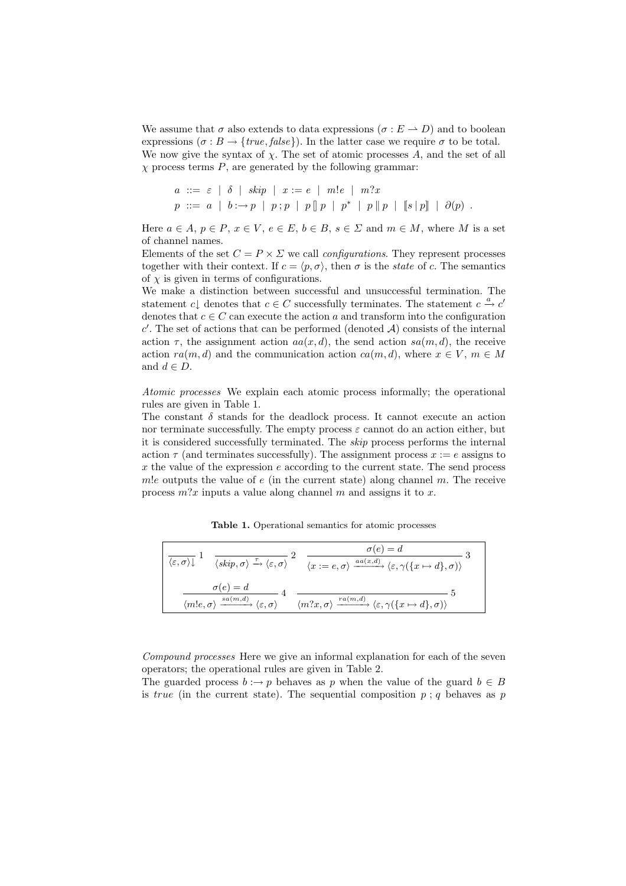We assume that $\sigma$ also extends to data expressions ($\sigma : E \rightharpoonup D$) and to boolean expressions ($\sigma : B \rightarrow \{true, false\}$). In the latter case we require $\sigma$ to be total. We now give the syntax of $\chi$. The set of atomic processes $A$, and the set of all $\chi$ process terms $P$, are generated by the following grammar:

$$a \;::=\; \varepsilon \;\mid\; \delta \;\mid\; skip \;\mid\; x := e \;\mid\; m!e \;\mid\; m?x$$
$$p \;::=\; a \;\mid\; b :\rightarrow p \;\mid\; p \,;\, p \;\mid\; p \,[\!]\, p \;\mid\; p^* \;\mid\; p \parallel p \;\mid\; [\![ s \mid p ]\!] \;\mid\; \partial(p) \;.$$

Here $a \in A$, $p \in P$, $x \in V$, $e \in E$, $b \in B$, $s \in \Sigma$ and $m \in M$, where $M$ is a set of channel names.

Elements of the set $C = P \times \Sigma$ we call *configurations*. They represent processes together with their context. If $c = \langle p, \sigma \rangle$, then $\sigma$ is the *state* of $c$. The semantics of $\chi$ is given in terms of configurations.

We make a distinction between successful and unsuccessful termination. The statement $c\!\downarrow$ denotes that $c \in C$ successfully terminates. The statement $c \xrightarrow{a} c'$ denotes that $c \in C$ can execute the action $a$ and transform into the configuration $c'$. The set of actions that can be performed (denoted $\mathcal{A}$) consists of the internal action $\tau$, the assignment action $aa(x, d)$, the send action $sa(m, d)$, the receive action $ra(m, d)$ and the communication action $ca(m, d)$, where $x \in V$, $m \in M$ and $d \in D$.

*Atomic processes* We explain each atomic process informally; the operational rules are given in Table 1.

The constant $\delta$ stands for the deadlock process. It cannot execute an action nor terminate successfully. The empty process $\varepsilon$ cannot do an action either, but it is considered successfully terminated. The *skip* process performs the internal action $\tau$ (and terminates successfully). The assignment process $x := e$ assigns to $x$ the value of the expression $e$ according to the current state. The send process $m!e$ outputs the value of $e$ (in the current state) along channel $m$. The receive process $m?x$ inputs a value along channel $m$ and assigns it to $x$.

**Table 1.** Operational semantics for atomic processes

$$\frac{}{\langle \varepsilon, \sigma \rangle\!\downarrow}\ 1 \qquad \frac{}{\langle skip, \sigma \rangle \xrightarrow{\tau} \langle \varepsilon, \sigma \rangle}\ 2 \qquad \frac{\sigma(e) = d}{\langle x := e, \sigma \rangle \xrightarrow{aa(x,d)} \langle \varepsilon, \gamma(\{x \mapsto d\}, \sigma) \rangle}\ 3$$

$$\frac{\sigma(e) = d}{\langle m!e, \sigma \rangle \xrightarrow{sa(m,d)} \langle \varepsilon, \sigma \rangle}\ 4 \qquad \frac{}{\langle m?x, \sigma \rangle \xrightarrow{ra(m,d)} \langle \varepsilon, \gamma(\{x \mapsto d\}, \sigma) \rangle}\ 5$$

*Compound processes* Here we give an informal explanation for each of the seven operators; the operational rules are given in Table 2.

The guarded process $b :\rightarrow p$ behaves as $p$ when the value of the guard $b \in B$ is *true* (in the current state). The sequential composition $p \,;\, q$ behaves as $p$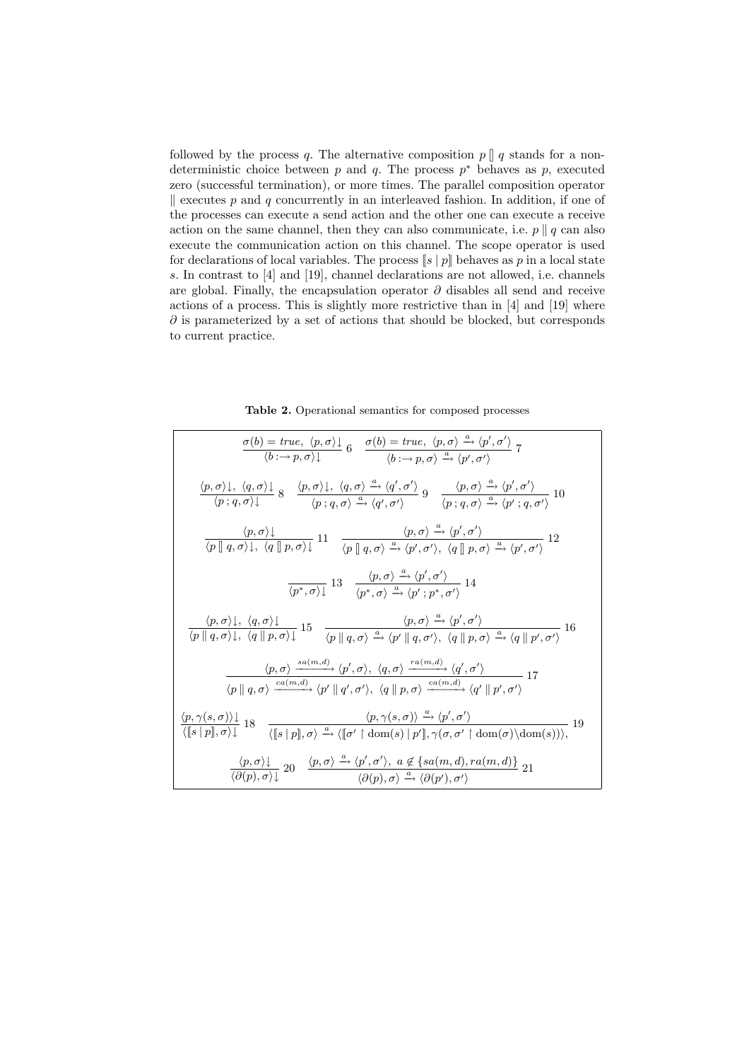followed by the process $q$. The alternative composition $p \,[\!]\, q$ stands for a non-deterministic choice between $p$ and $q$. The process $p^*$ behaves as $p$, executed zero (successful termination), or more times. The parallel composition operator $\|$ executes $p$ and $q$ concurrently in an interleaved fashion. In addition, if one of the processes can execute a send action and the other one can execute a receive action on the same channel, then they can also communicate, i.e. $p \parallel q$ can also execute the communication action on this channel. The scope operator is used for declarations of local variables. The process $[\![ s \mid p ]\!]$ behaves as $p$ in a local state $s$. In contrast to [4] and [19], channel declarations are not allowed, i.e. channels are global. Finally, the encapsulation operator $\partial$ disables all send and receive actions of a process. This is slightly more restrictive than in [4] and [19] where $\partial$ is parameterized by a set of actions that should be blocked, but corresponds to current practice.

**Table 2.** Operational semantics for composed processes

$$\frac{\sigma(b) = \mathit{true},\ \langle p, \sigma \rangle \downarrow}{\langle b :\rightarrow p, \sigma \rangle \downarrow}\ 6 \qquad \frac{\sigma(b) = \mathit{true},\ \langle p, \sigma \rangle \xrightarrow{a} \langle p', \sigma' \rangle}{\langle b :\rightarrow p, \sigma \rangle \xrightarrow{a} \langle p', \sigma' \rangle}\ 7$$

$$\frac{\langle p, \sigma \rangle \downarrow,\ \langle q, \sigma \rangle \downarrow}{\langle p \,;\, q, \sigma \rangle \downarrow}\ 8 \qquad \frac{\langle p, \sigma \rangle \downarrow,\ \langle q, \sigma \rangle \xrightarrow{a} \langle q', \sigma' \rangle}{\langle p \,;\, q, \sigma \rangle \xrightarrow{a} \langle q', \sigma' \rangle}\ 9 \qquad \frac{\langle p, \sigma \rangle \xrightarrow{a} \langle p', \sigma' \rangle}{\langle p \,;\, q, \sigma \rangle \xrightarrow{a} \langle p' \,;\, q, \sigma' \rangle}\ 10$$

$$\frac{\langle p, \sigma \rangle \downarrow}{\langle p \,[\!]\, q, \sigma \rangle \downarrow,\ \langle q \,[\!]\, p, \sigma \rangle \downarrow}\ 11 \qquad \frac{\langle p, \sigma \rangle \xrightarrow{a} \langle p', \sigma' \rangle}{\langle p \,[\!]\, q, \sigma \rangle \xrightarrow{a} \langle p', \sigma' \rangle,\ \langle q \,[\!]\, p, \sigma \rangle \xrightarrow{a} \langle p', \sigma' \rangle}\ 12$$

$$\frac{}{\langle p^*, \sigma \rangle \downarrow}\ 13 \qquad \frac{\langle p, \sigma \rangle \xrightarrow{a} \langle p', \sigma' \rangle}{\langle p^*, \sigma \rangle \xrightarrow{a} \langle p' \,;\, p^*, \sigma' \rangle}\ 14$$

$$\frac{\langle p, \sigma \rangle \downarrow,\ \langle q, \sigma \rangle \downarrow}{\langle p \parallel q, \sigma \rangle \downarrow,\ \langle q \parallel p, \sigma \rangle \downarrow}\ 15 \qquad \frac{\langle p, \sigma \rangle \xrightarrow{a} \langle p', \sigma' \rangle}{\langle p \parallel q, \sigma \rangle \xrightarrow{a} \langle p' \parallel q, \sigma' \rangle,\ \langle q \parallel p, \sigma \rangle \xrightarrow{a} \langle q \parallel p', \sigma' \rangle}\ 16$$

$$\frac{\langle p, \sigma \rangle \xrightarrow{sa(m,d)} \langle p', \sigma \rangle,\ \langle q, \sigma \rangle \xrightarrow{ra(m,d)} \langle q', \sigma' \rangle}{\langle p \parallel q, \sigma \rangle \xrightarrow{ca(m,d)} \langle p' \parallel q', \sigma' \rangle,\ \langle q \parallel p, \sigma \rangle \xrightarrow{ca(m,d)} \langle q' \parallel p', \sigma' \rangle}\ 17$$

$$\frac{\langle p, \gamma(s, \sigma) \rangle \downarrow}{\langle [\![ s \mid p ]\!], \sigma \rangle \downarrow}\ 18 \qquad \frac{\langle p, \gamma(s, \sigma) \rangle \xrightarrow{a} \langle p', \sigma' \rangle}{\langle [\![ s \mid p ]\!], \sigma \rangle \xrightarrow{a} \langle [\![ \sigma' \restriction \mathrm{dom}(s) \mid p' ]\!], \gamma(\sigma, \sigma' \restriction \mathrm{dom}(\sigma) \backslash \mathrm{dom}(s)) \rangle,}\ 19$$

$$\frac{\langle p, \sigma \rangle \downarrow}{\langle \partial(p), \sigma \rangle \downarrow}\ 20 \qquad \frac{\langle p, \sigma \rangle \xrightarrow{a} \langle p', \sigma' \rangle,\ a \notin \{sa(m,d), ra(m,d)\}}{\langle \partial(p), \sigma \rangle \xrightarrow{a} \langle \partial(p'), \sigma' \rangle}\ 21$$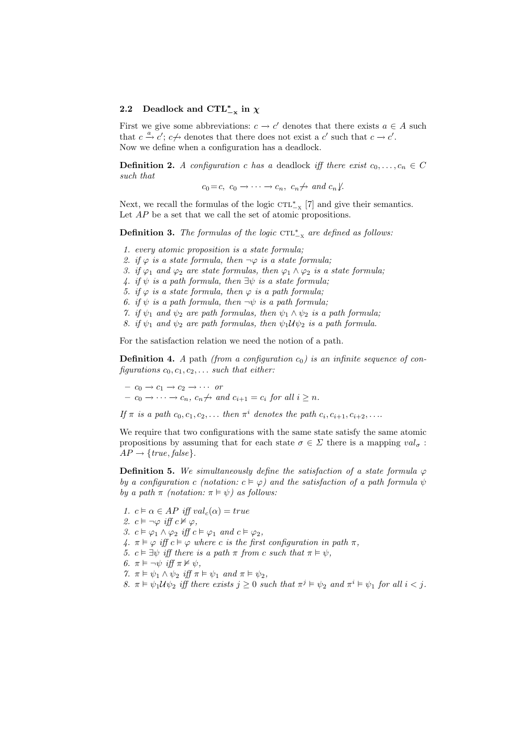### 2.2 Deadlock and $\mathbf{CTL}^*_{-\mathbf{X}}$ in $\chi$

First we give some abbreviations: $c \rightarrow c'$ denotes that there exists $a \in A$ such that $c \xrightarrow{a} c'$; $c \not\rightarrow$ denotes that there does not exist a $c'$ such that $c \rightarrow c'$. Now we define when a configuration has a deadlock.

**Definition 2.** *A configuration $c$ has a* deadlock *iff there exist $c_0, \ldots, c_n \in C$ such that*

$$c_0 = c,\ c_0 \rightarrow \cdots \rightarrow c_n,\ c_n \not\rightarrow \text{ and } c_n \not\downarrow.$$

Next, we recall the formulas of the logic $\text{CTL}^*_{-\text{X}}$ [7] and give their semantics. Let $AP$ be a set that we call the set of atomic propositions.

**Definition 3.** *The formulas of the logic $\text{CTL}^*_{-\text{X}}$ are defined as follows:*

1. *every atomic proposition is a state formula;*
2. *if $\varphi$ is a state formula, then $\neg\varphi$ is a state formula;*
3. *if $\varphi_1$ and $\varphi_2$ are state formulas, then $\varphi_1 \wedge \varphi_2$ is a state formula;*
4. *if $\psi$ is a path formula, then $\exists\psi$ is a state formula;*
5. *if $\varphi$ is a state formula, then $\varphi$ is a path formula;*
6. *if $\psi$ is a path formula, then $\neg\psi$ is a path formula;*
7. *if $\psi_1$ and $\psi_2$ are path formulas, then $\psi_1 \wedge \psi_2$ is a path formula;*
8. *if $\psi_1$ and $\psi_2$ are path formulas, then $\psi_1 \mathcal{U} \psi_2$ is a path formula.*

For the satisfaction relation we need the notion of a path.

**Definition 4.** *A* path *(from a configuration $c_0$) is an infinite sequence of configurations $c_0, c_1, c_2, \ldots$ such that either:*

- *$c_0 \rightarrow c_1 \rightarrow c_2 \rightarrow \cdots$ or*
- *$c_0 \rightarrow \cdots \rightarrow c_n$, $c_n \not\rightarrow$ and $c_{i+1} = c_i$ for all $i \geq n$.*

*If $\pi$ is a path $c_0, c_1, c_2, \ldots$ then $\pi^i$ denotes the path $c_i, c_{i+1}, c_{i+2}, \ldots$.*

We require that two configurations with the same state satisfy the same atomic propositions by assuming that for each state $\sigma \in \Sigma$ there is a mapping $val_\sigma : AP \rightarrow \{true, false\}$.

**Definition 5.** *We simultaneously define the satisfaction of a state formula $\varphi$ by a configuration $c$ (notation: $c \vDash \varphi$) and the satisfaction of a path formula $\psi$ by a path $\pi$ (notation: $\pi \vDash \psi$) as follows:*

1. *$c \vDash \alpha \in AP$ iff $val_c(\alpha) = true$*
2. *$c \vDash \neg\varphi$ iff $c \nvDash \varphi$,*
3. *$c \vDash \varphi_1 \wedge \varphi_2$ iff $c \vDash \varphi_1$ and $c \vDash \varphi_2$,*
4. *$\pi \vDash \varphi$ iff $c \vDash \varphi$ where $c$ is the first configuration in path $\pi$,*
5. *$c \vDash \exists\psi$ iff there is a path $\pi$ from $c$ such that $\pi \vDash \psi$,*
6. *$\pi \vDash \neg\psi$ iff $\pi \nvDash \psi$,*
7. *$\pi \vDash \psi_1 \wedge \psi_2$ iff $\pi \vDash \psi_1$ and $\pi \vDash \psi_2$,*
8. *$\pi \vDash \psi_1 \mathcal{U} \psi_2$ iff there exists $j \geq 0$ such that $\pi^j \vDash \psi_2$ and $\pi^i \vDash \psi_1$ for all $i < j$.*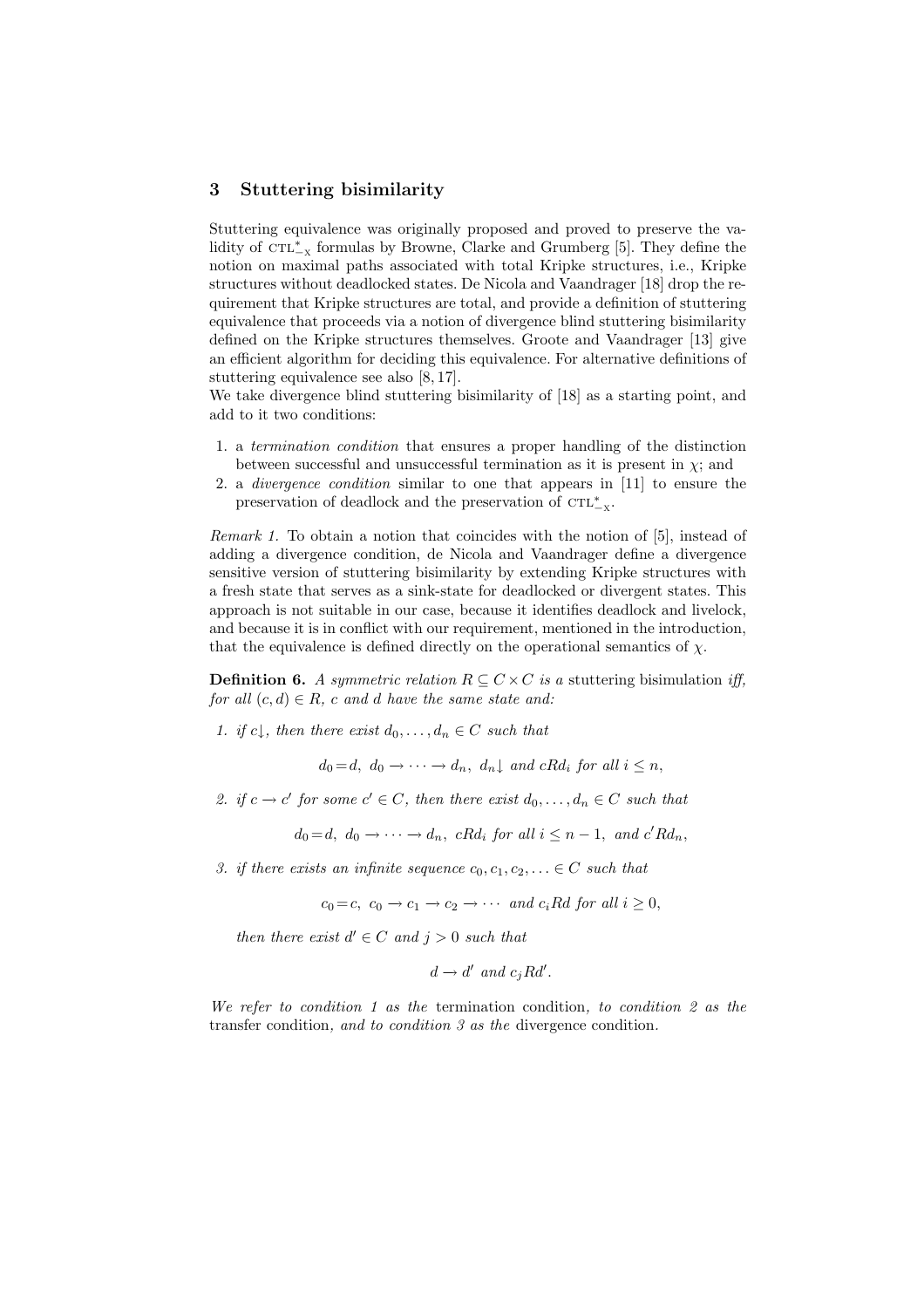## 3 Stuttering bisimilarity

Stuttering equivalence was originally proposed and proved to preserve the validity of $\text{CTL}^*_{-\text{X}}$ formulas by Browne, Clarke and Grumberg [5]. They define the notion on maximal paths associated with total Kripke structures, i.e., Kripke structures without deadlocked states. De Nicola and Vaandrager [18] drop the requirement that Kripke structures are total, and provide a definition of stuttering equivalence that proceeds via a notion of divergence blind stuttering bisimilarity defined on the Kripke structures themselves. Groote and Vaandrager [13] give an efficient algorithm for deciding this equivalence. For alternative definitions of stuttering equivalence see also [8, 17].

We take divergence blind stuttering bisimilarity of [18] as a starting point, and add to it two conditions:

1. a *termination condition* that ensures a proper handling of the distinction between successful and unsuccessful termination as it is present in $\chi$; and
2. a *divergence condition* similar to one that appears in [11] to ensure the preservation of deadlock and the preservation of $\text{CTL}^*_{-\text{X}}$.

*Remark 1.* To obtain a notion that coincides with the notion of [5], instead of adding a divergence condition, de Nicola and Vaandrager define a divergence sensitive version of stuttering bisimilarity by extending Kripke structures with a fresh state that serves as a sink-state for deadlocked or divergent states. This approach is not suitable in our case, because it identifies deadlock and livelock, and because it is in conflict with our requirement, mentioned in the introduction, that the equivalence is defined directly on the operational semantics of $\chi$.

**Definition 6.** *A symmetric relation $R \subseteq C \times C$ is a* stuttering bisimulation *iff, for all $(c, d) \in R$, $c$ and $d$ have the same state and:*

*1. if $c\downarrow$, then there exist $d_0, \ldots, d_n \in C$ such that*

$$d_0 = d,\ d_0 \to \cdots \to d_n,\ d_n\downarrow \text{ and } cRd_i \text{ for all } i \leq n,$$

*2. if $c \to c'$ for some $c' \in C$, then there exist $d_0, \ldots, d_n \in C$ such that*

$$d_0 = d,\ d_0 \to \cdots \to d_n,\ cRd_i \text{ for all } i \leq n-1, \text{ and } c'Rd_n,$$

*3. if there exists an infinite sequence $c_0, c_1, c_2, \ldots \in C$ such that*

$$c_0 = c,\ c_0 \to c_1 \to c_2 \to \cdots \text{ and } c_iRd \text{ for all } i \geq 0,$$

*then there exist $d' \in C$ and $j > 0$ such that*

$$d \to d' \text{ and } c_jRd'.$$

*We refer to condition 1 as the* termination condition*, to condition 2 as the* transfer condition*, and to condition 3 as the* divergence condition.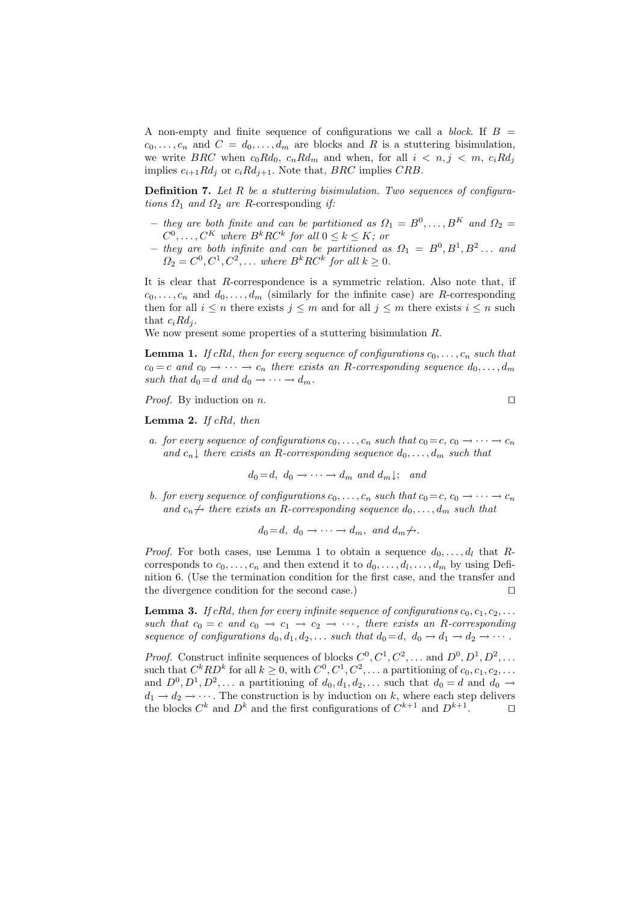A non-empty and finite sequence of configurations we call a *block*. If $B = c_0, \ldots, c_n$ and $C = d_0, \ldots, d_m$ are blocks and $R$ is a stuttering bisimulation, we write $BRC$ when $c_0 R d_0$, $c_n R d_m$ and when, for all $i < n, j < m$, $c_i R d_j$ implies $c_{i+1} R d_j$ or $c_i R d_{j+1}$. Note that, $BRC$ implies $CRB$.

**Definition 7.** *Let $R$ be a stuttering bisimulation. Two sequences of configurations $\Omega_1$ and $\Omega_2$ are* $R$-corresponding *if:*

- *they are both finite and can be partitioned as $\Omega_1 = B^0, \ldots, B^K$ and $\Omega_2 = C^0, \ldots, C^K$ where $B^k R C^k$ for all $0 \leq k \leq K$; or*
- *they are both infinite and can be partitioned as $\Omega_1 = B^0, B^1, B^2 \ldots$ and $\Omega_2 = C^0, C^1, C^2, \ldots$ where $B^k R C^k$ for all $k \geq 0$.*

It is clear that $R$-correspondence is a symmetric relation. Also note that, if $c_0, \ldots, c_n$ and $d_0, \ldots, d_m$ (similarly for the infinite case) are $R$-corresponding then for all $i \leq n$ there exists $j \leq m$ and for all $j \leq m$ there exists $i \leq n$ such that $c_i R d_j$.

We now present some properties of a stuttering bisimulation $R$.

**Lemma 1.** *If $cRd$, then for every sequence of configurations $c_0, \ldots, c_n$ such that $c_0 = c$ and $c_0 \rightarrow \cdots \rightarrow c_n$ there exists an $R$-corresponding sequence $d_0, \ldots, d_m$ such that $d_0 = d$ and $d_0 \rightarrow \cdots \rightarrow d_m$.*

*Proof.* By induction on $n$. $\square$

**Lemma 2.** *If $cRd$, then*

*a. for every sequence of configurations $c_0, \ldots, c_n$ such that $c_0 = c$, $c_0 \rightarrow \cdots \rightarrow c_n$ and $c_n\!\downarrow$ there exists an $R$-corresponding sequence $d_0, \ldots, d_m$ such that*

$$d_0 = d,\ d_0 \rightarrow \cdots \rightarrow d_m \text{ and } d_m\!\downarrow; \quad \text{and}$$

*b. for every sequence of configurations $c_0, \ldots, c_n$ such that $c_0 = c$, $c_0 \rightarrow \cdots \rightarrow c_n$ and $c_n \not\rightarrow$ there exists an $R$-corresponding sequence $d_0, \ldots, d_m$ such that*

$$d_0 = d,\ d_0 \rightarrow \cdots \rightarrow d_m, \text{ and } d_m \not\rightarrow.$$

*Proof.* For both cases, use Lemma 1 to obtain a sequence $d_0, \ldots, d_l$ that $R$-corresponds to $c_0, \ldots, c_n$ and then extend it to $d_0, \ldots, d_l, \ldots, d_m$ by using Definition 6. (Use the termination condition for the first case, and the transfer and the divergence condition for the second case.) $\square$

**Lemma 3.** *If $cRd$, then for every infinite sequence of configurations $c_0, c_1, c_2, \ldots$ such that $c_0 = c$ and $c_0 \rightarrow c_1 \rightarrow c_2 \rightarrow \cdots$, there exists an $R$-corresponding sequence of configurations $d_0, d_1, d_2, \ldots$ such that $d_0 = d$, $d_0 \rightarrow d_1 \rightarrow d_2 \rightarrow \cdots$.*

*Proof.* Construct infinite sequences of blocks $C^0, C^1, C^2, \ldots$ and $D^0, D^1, D^2, \ldots$ such that $C^k R D^k$ for all $k \geq 0$, with $C^0, C^1, C^2, \ldots$ a partitioning of $c_0, c_1, c_2, \ldots$ and $D^0, D^1, D^2, \ldots$ a partitioning of $d_0, d_1, d_2, \ldots$ such that $d_0 = d$ and $d_0 \rightarrow d_1 \rightarrow d_2 \rightarrow \cdots$. The construction is by induction on $k$, where each step delivers the blocks $C^k$ and $D^k$ and the first configurations of $C^{k+1}$ and $D^{k+1}$. $\square$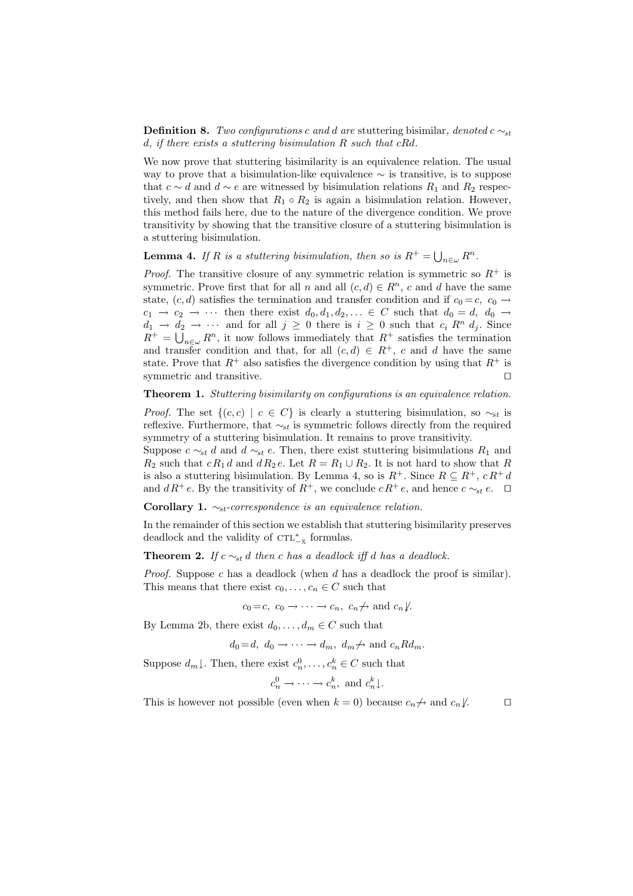**Definition 8.** *Two configurations $c$ and $d$ are* stuttering bisimilar*, denoted $c \sim_{st} d$, if there exists a stuttering bisimulation $R$ such that $cRd$.*

We now prove that stuttering bisimilarity is an equivalence relation. The usual way to prove that a bisimulation-like equivalence $\sim$ is transitive, is to suppose that $c \sim d$ and $d \sim e$ are witnessed by bisimulation relations $R_1$ and $R_2$ respectively, and then show that $R_1 \circ R_2$ is again a bisimulation relation. However, this method fails here, due to the nature of the divergence condition. We prove transitivity by showing that the transitive closure of a stuttering bisimulation is a stuttering bisimulation.

**Lemma 4.** *If $R$ is a stuttering bisimulation, then so is $R^+ = \bigcup_{n\in\omega} R^n$.*

*Proof.* The transitive closure of any symmetric relation is symmetric so $R^+$ is symmetric. Prove first that for all $n$ and all $(c, d) \in R^n$, $c$ and $d$ have the same state, $(c, d)$ satisfies the termination and transfer condition and if $c_0 = c$, $c_0 \rightarrow c_1 \rightarrow c_2 \rightarrow \cdots$ then there exist $d_0, d_1, d_2, \ldots \in C$ such that $d_0 = d$, $d_0 \rightarrow d_1 \rightarrow d_2 \rightarrow \cdots$ and for all $j \geq 0$ there is $i \geq 0$ such that $c_i \; R^n \; d_j$. Since $R^+ = \bigcup_{n\in\omega} R^n$, it now follows immediately that $R^+$ satisfies the termination and transfer condition and that, for all $(c, d) \in R^+$, $c$ and $d$ have the same state. Prove that $R^+$ also satisfies the divergence condition by using that $R^+$ is symmetric and transitive. $\square$

**Theorem 1.** *Stuttering bisimilarity on configurations is an equivalence relation.*

*Proof.* The set $\{(c, c) \mid c \in C\}$ is clearly a stuttering bisimulation, so $\sim_{st}$ is reflexive. Furthermore, that $\sim_{st}$ is symmetric follows directly from the required symmetry of a stuttering bisimulation. It remains to prove transitivity.
Suppose $c \sim_{st} d$ and $d \sim_{st} e$. Then, there exist stuttering bisimulations $R_1$ and $R_2$ such that $c \, R_1 \, d$ and $d \, R_2 \, e$. Let $R = R_1 \cup R_2$. It is not hard to show that $R$ is also a stuttering bisimulation. By Lemma 4, so is $R^+$. Since $R \subseteq R^+$, $c \, R^+ \, d$ and $d \, R^+ \, e$. By the transitivity of $R^+$, we conclude $c \, R^+ \, e$, and hence $c \sim_{st} e$. $\square$

**Corollary 1.** *$\sim_{st}$-correspondence is an equivalence relation.*

In the remainder of this section we establish that stuttering bisimilarity preserves deadlock and the validity of $\text{CTL}^*_{-\text{X}}$ formulas.

**Theorem 2.** *If $c \sim_{st} d$ then $c$ has a deadlock iff $d$ has a deadlock.*

*Proof.* Suppose $c$ has a deadlock (when $d$ has a deadlock the proof is similar). This means that there exist $c_0, \ldots, c_n \in C$ such that

$$c_0 = c, \; c_0 \rightarrow \cdots \rightarrow c_n, \; c_n \not\rightarrow \text{ and } c_n \not\downarrow.$$

By Lemma 2b, there exist $d_0, \ldots, d_m \in C$ such that

$$d_0 = d, \; d_0 \rightarrow \cdots \rightarrow d_m, \; d_m \not\rightarrow \text{ and } c_n R d_m.$$

Suppose $d_m \downarrow$. Then, there exist $c_n^0, \ldots, c_n^k \in C$ such that

$$c_n^0 \rightarrow \cdots \rightarrow c_n^k, \text{ and } c_n^k \downarrow.$$

This is however not possible (even when $k = 0$) because $c_n \not\rightarrow$ and $c_n \not\downarrow$. $\square$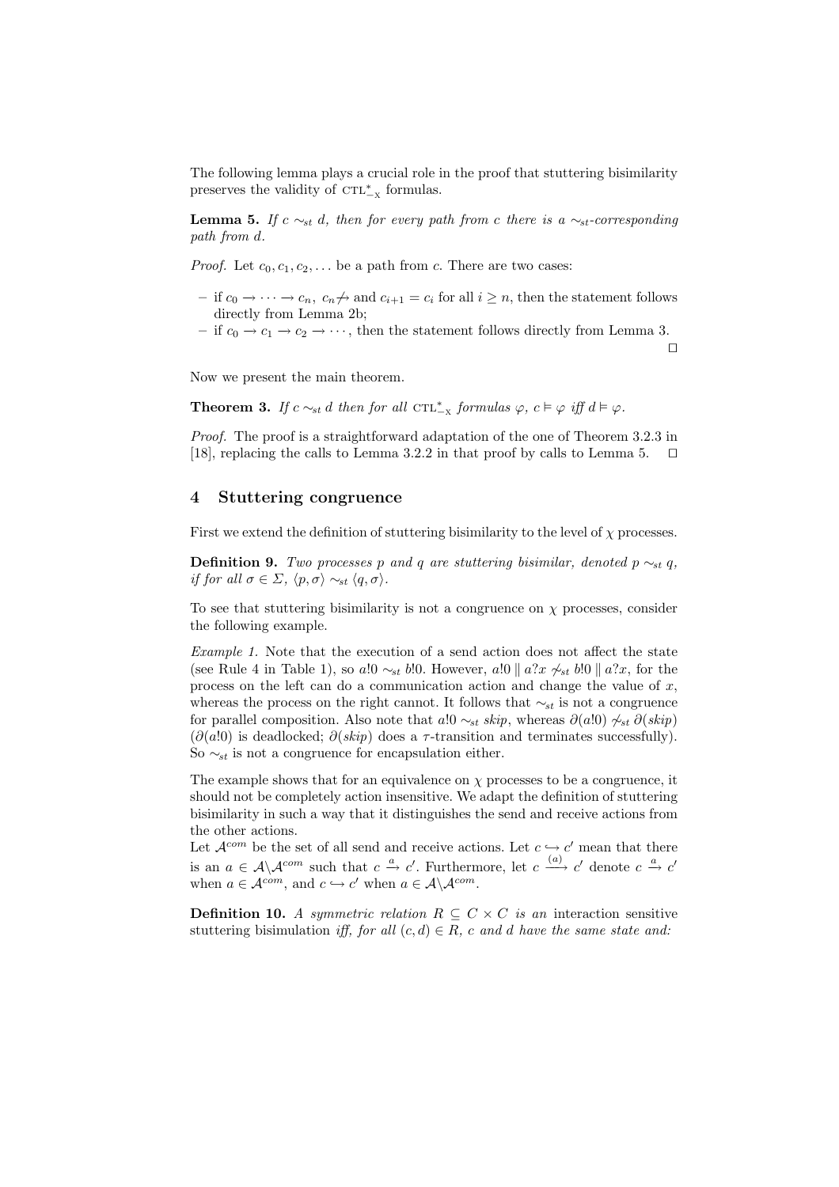The following lemma plays a crucial role in the proof that stuttering bisimilarity preserves the validity of $\text{CTL}^*_{-\text{X}}$ formulas.

**Lemma 5.** *If $c \sim_{st} d$, then for every path from $c$ there is a $\sim_{st}$-corresponding path from $d$.*

*Proof.* Let $c_0, c_1, c_2, \dots$ be a path from $c$. There are two cases:

- if $c_0 \to \cdots \to c_n$, $c_n \not\to$ and $c_{i+1} = c_i$ for all $i \geq n$, then the statement follows directly from Lemma 2b;
- if $c_0 \to c_1 \to c_2 \to \cdots$, then the statement follows directly from Lemma 3. □

Now we present the main theorem.

**Theorem 3.** *If $c \sim_{st} d$ then for all $\text{CTL}^*_{-\text{X}}$ formulas $\varphi$, $c \vDash \varphi$ iff $d \vDash \varphi$.*

*Proof.* The proof is a straightforward adaptation of the one of Theorem 3.2.3 in [18], replacing the calls to Lemma 3.2.2 in that proof by calls to Lemma 5. □

## 4 Stuttering congruence

First we extend the definition of stuttering bisimilarity to the level of $\chi$ processes.

**Definition 9.** *Two processes $p$ and $q$ are stuttering bisimilar, denoted $p \sim_{st} q$, if for all $\sigma \in \Sigma$, $\langle p, \sigma \rangle \sim_{st} \langle q, \sigma \rangle$.*

To see that stuttering bisimilarity is not a congruence on $\chi$ processes, consider the following example.

*Example 1.* Note that the execution of a send action does not affect the state (see Rule 4 in Table 1), so $a!0 \sim_{st} b!0$. However, $a!0 \parallel a?x \not\sim_{st} b!0 \parallel a?x$, for the process on the left can do a communication action and change the value of $x$, whereas the process on the right cannot. It follows that $\sim_{st}$ is not a congruence for parallel composition. Also note that $a!0 \sim_{st} skip$, whereas $\partial(a!0) \not\sim_{st} \partial(skip)$ ($\partial(a!0)$ is deadlocked; $\partial(skip)$ does a $\tau$-transition and terminates successfully). So $\sim_{st}$ is not a congruence for encapsulation either.

The example shows that for an equivalence on $\chi$ processes to be a congruence, it should not be completely action insensitive. We adapt the definition of stuttering bisimilarity in such a way that it distinguishes the send and receive actions from the other actions.

Let $\mathcal{A}^{com}$ be the set of all send and receive actions. Let $c \hookrightarrow c'$ mean that there is an $a \in \mathcal{A} \backslash \mathcal{A}^{com}$ such that $c \xrightarrow{a} c'$. Furthermore, let $c \xrightarrow{(a)} c'$ denote $c \xrightarrow{a} c'$ when $a \in \mathcal{A}^{com}$, and $c \hookrightarrow c'$ when $a \in \mathcal{A} \backslash \mathcal{A}^{com}$.

**Definition 10.** *A symmetric relation $R \subseteq C \times C$ is an* interaction sensitive stuttering bisimulation *iff, for all $(c, d) \in R$, $c$ and $d$ have the same state and:*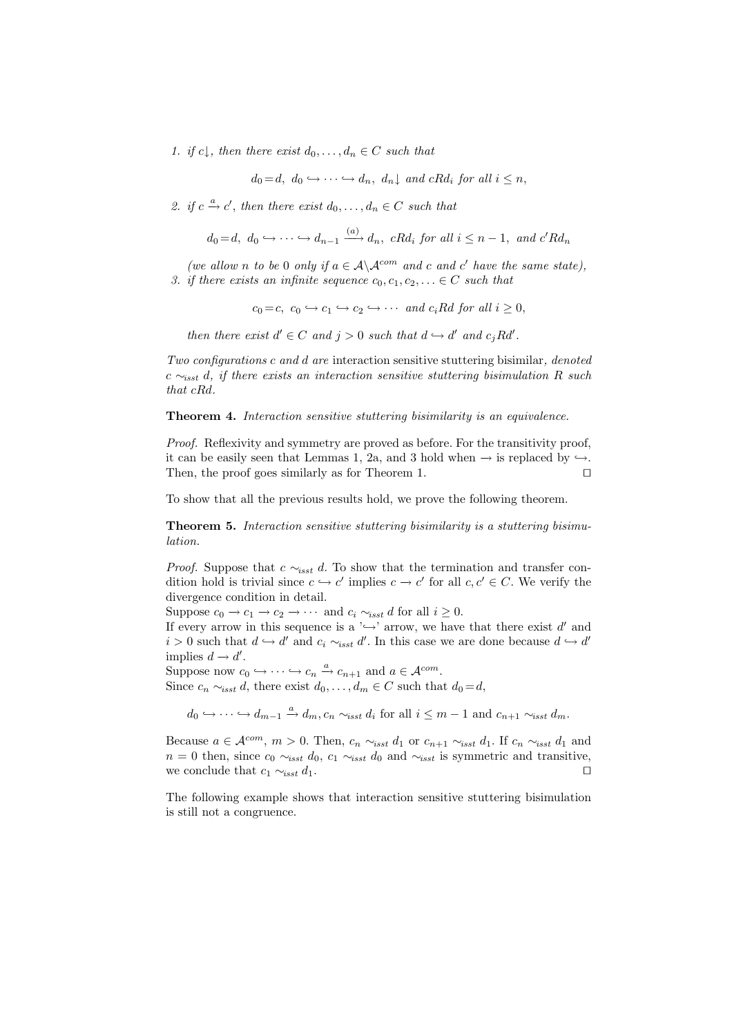1. *if $c\!\downarrow$, then there exist $d_0, \ldots, d_n \in C$ such that*

$$d_0 = d,\ d_0 \hookrightarrow \cdots \hookrightarrow d_n,\ d_n\!\downarrow \text{ and } cRd_i \text{ for all } i \leq n,$$

2. *if $c \xrightarrow{a} c'$, then there exist $d_0, \ldots, d_n \in C$ such that*

$$d_0 = d,\ d_0 \hookrightarrow \cdots \hookrightarrow d_{n-1} \xrightarrow{(a)} d_n,\ cRd_i \text{ for all } i \leq n-1, \text{ and } c'Rd_n$$

*(we allow $n$ to be 0 only if $a \in \mathcal{A} \backslash \mathcal{A}^{com}$ and $c$ and $c'$ have the same state),*

3. *if there exists an infinite sequence $c_0, c_1, c_2, \ldots \in C$ such that*

$$c_0 = c,\ c_0 \hookrightarrow c_1 \hookrightarrow c_2 \hookrightarrow \cdots \text{ and } c_iRd \text{ for all } i \geq 0,$$

*then there exist $d' \in C$ and $j > 0$ such that $d \hookrightarrow d'$ and $c_jRd'$.*

*Two configurations $c$ and $d$ are* interaction sensitive stuttering bisimilar*, denoted $c \sim_{isst} d$, if there exists an interaction sensitive stuttering bisimulation $R$ such that $cRd$.*

**Theorem 4.** *Interaction sensitive stuttering bisimilarity is an equivalence.*

*Proof.* Reflexivity and symmetry are proved as before. For the transitivity proof, it can be easily seen that Lemmas 1, 2a, and 3 hold when $\rightarrow$ is replaced by $\hookrightarrow$. Then, the proof goes similarly as for Theorem 1. $\square$

To show that all the previous results hold, we prove the following theorem.

**Theorem 5.** *Interaction sensitive stuttering bisimilarity is a stuttering bisimulation.*

*Proof.* Suppose that $c \sim_{isst} d$. To show that the termination and transfer condition hold is trivial since $c \hookrightarrow c'$ implies $c \rightarrow c'$ for all $c, c' \in C$. We verify the divergence condition in detail.

Suppose $c_0 \rightarrow c_1 \rightarrow c_2 \rightarrow \cdots$ and $c_i \sim_{isst} d$ for all $i \geq 0$.

If every arrow in this sequence is a '$\hookrightarrow$' arrow, we have that there exist $d'$ and $i > 0$ such that $d \hookrightarrow d'$ and $c_i \sim_{isst} d'$. In this case we are done because $d \hookrightarrow d'$ implies $d \rightarrow d'$.

Suppose now $c_0 \hookrightarrow \cdots \hookrightarrow c_n \xrightarrow{a} c_{n+1}$ and $a \in \mathcal{A}^{com}$.

Since $c_n \sim_{isst} d$, there exist $d_0, \ldots, d_m \in C$ such that $d_0 = d$,

$$d_0 \hookrightarrow \cdots \hookrightarrow d_{m-1} \xrightarrow{a} d_m, c_n \sim_{isst} d_i \text{ for all } i \leq m-1 \text{ and } c_{n+1} \sim_{isst} d_m.$$

Because $a \in \mathcal{A}^{com}$, $m > 0$. Then, $c_n \sim_{isst} d_1$ or $c_{n+1} \sim_{isst} d_1$. If $c_n \sim_{isst} d_1$ and $n = 0$ then, since $c_0 \sim_{isst} d_0$, $c_1 \sim_{isst} d_0$ and $\sim_{isst}$ is symmetric and transitive, we conclude that $c_1 \sim_{isst} d_1$. $\square$

The following example shows that interaction sensitive stuttering bisimulation is still not a congruence.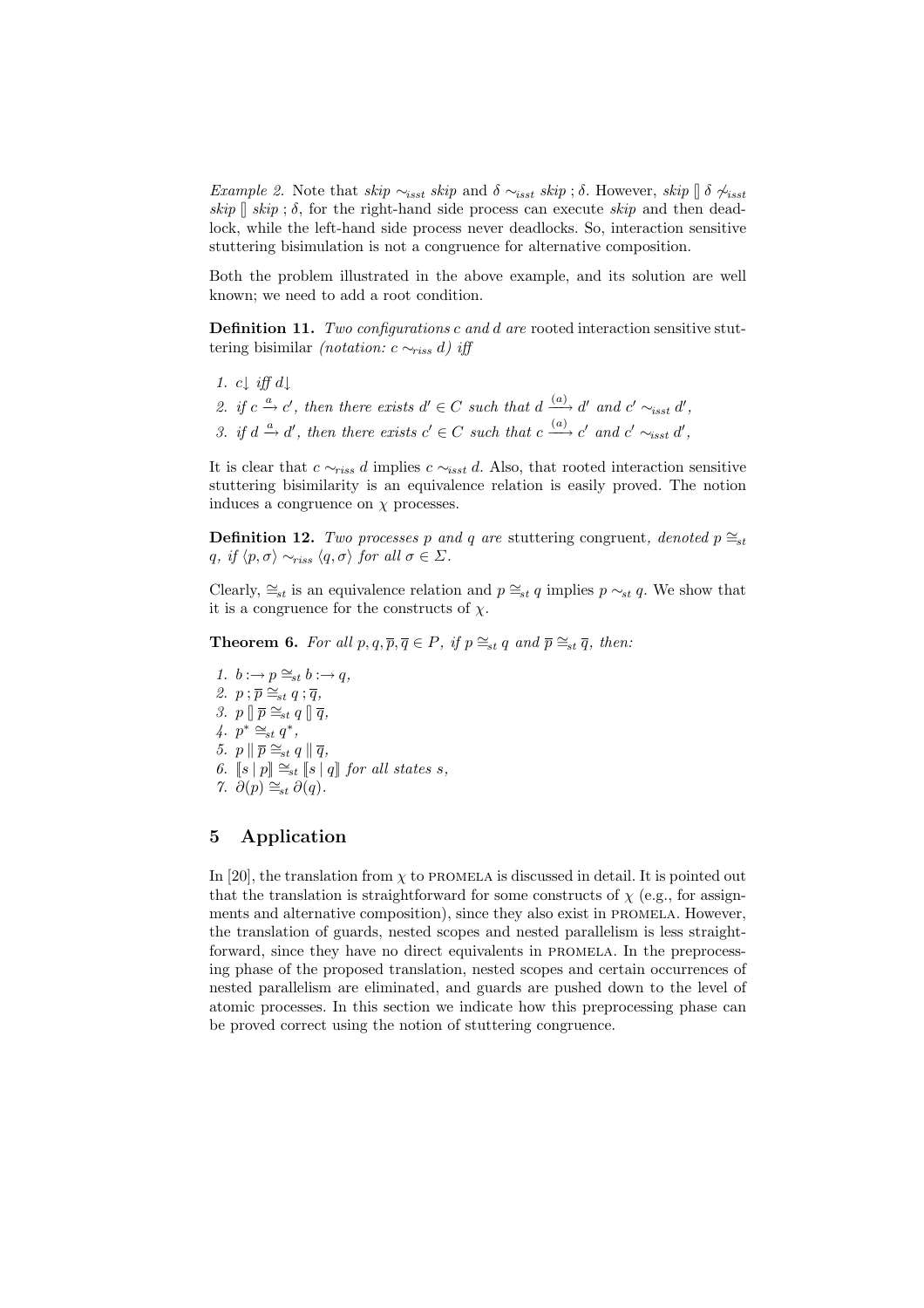*Example 2.* Note that *skip* $\sim_{isst}$ *skip* and $\delta \sim_{isst}$ *skip* ; $\delta$. However, *skip* $[\!]$ $\delta \not\sim_{isst}$ *skip* $[\!]$ *skip* ; $\delta$, for the right-hand side process can execute *skip* and then deadlock, while the left-hand side process never deadlocks. So, interaction sensitive stuttering bisimulation is not a congruence for alternative composition.

Both the problem illustrated in the above example, and its solution are well known; we need to add a root condition.

**Definition 11.** *Two configurations c and d are* rooted interaction sensitive stuttering bisimilar *(notation: $c \sim_{riss} d$) iff*

1. $c\!\downarrow$ *iff* $d\!\downarrow$
2. *if* $c \xrightarrow{a} c'$*, then there exists* $d' \in C$ *such that* $d \xrightarrow{(a)} d'$ *and* $c' \sim_{isst} d'$*,*
3. *if* $d \xrightarrow{a} d'$*, then there exists* $c' \in C$ *such that* $c \xrightarrow{(a)} c'$ *and* $c' \sim_{isst} d'$*,*

It is clear that $c \sim_{riss} d$ implies $c \sim_{isst} d$. Also, that rooted interaction sensitive stuttering bisimilarity is an equivalence relation is easily proved. The notion induces a congruence on $\chi$ processes.

**Definition 12.** *Two processes p and q are* stuttering congruent*, denoted* $p \cong_{st} q$*, if* $\langle p, \sigma\rangle \sim_{riss} \langle q, \sigma\rangle$ *for all* $\sigma \in \Sigma$*.*

Clearly, $\cong_{st}$ is an equivalence relation and $p \cong_{st} q$ implies $p \sim_{st} q$. We show that it is a congruence for the constructs of $\chi$.

**Theorem 6.** *For all* $p, q, \overline{p}, \overline{q} \in P$*, if* $p \cong_{st} q$ *and* $\overline{p} \cong_{st} \overline{q}$*, then:*

1. $b :\rightarrow p \cong_{st} b :\rightarrow q$,
2. $p ; \overline{p} \cong_{st} q ; \overline{q}$,
3. $p\ [\!]\ \overline{p} \cong_{st} q\ [\!]\ \overline{q}$,
4. $p^* \cong_{st} q^*$,
5. $p \parallel \overline{p} \cong_{st} q \parallel \overline{q}$,
6. $[\![s \mid p]\!] \cong_{st} [\![s \mid q]\!]$ *for all states s,*
7. $\partial(p) \cong_{st} \partial(q)$.

## 5 Application

In [20], the translation from $\chi$ to PROMELA is discussed in detail. It is pointed out that the translation is straightforward for some constructs of $\chi$ (e.g., for assignments and alternative composition), since they also exist in PROMELA. However, the translation of guards, nested scopes and nested parallelism is less straightforward, since they have no direct equivalents in PROMELA. In the preprocessing phase of the proposed translation, nested scopes and certain occurrences of nested parallelism are eliminated, and guards are pushed down to the level of atomic processes. In this section we indicate how this preprocessing phase can be proved correct using the notion of stuttering congruence.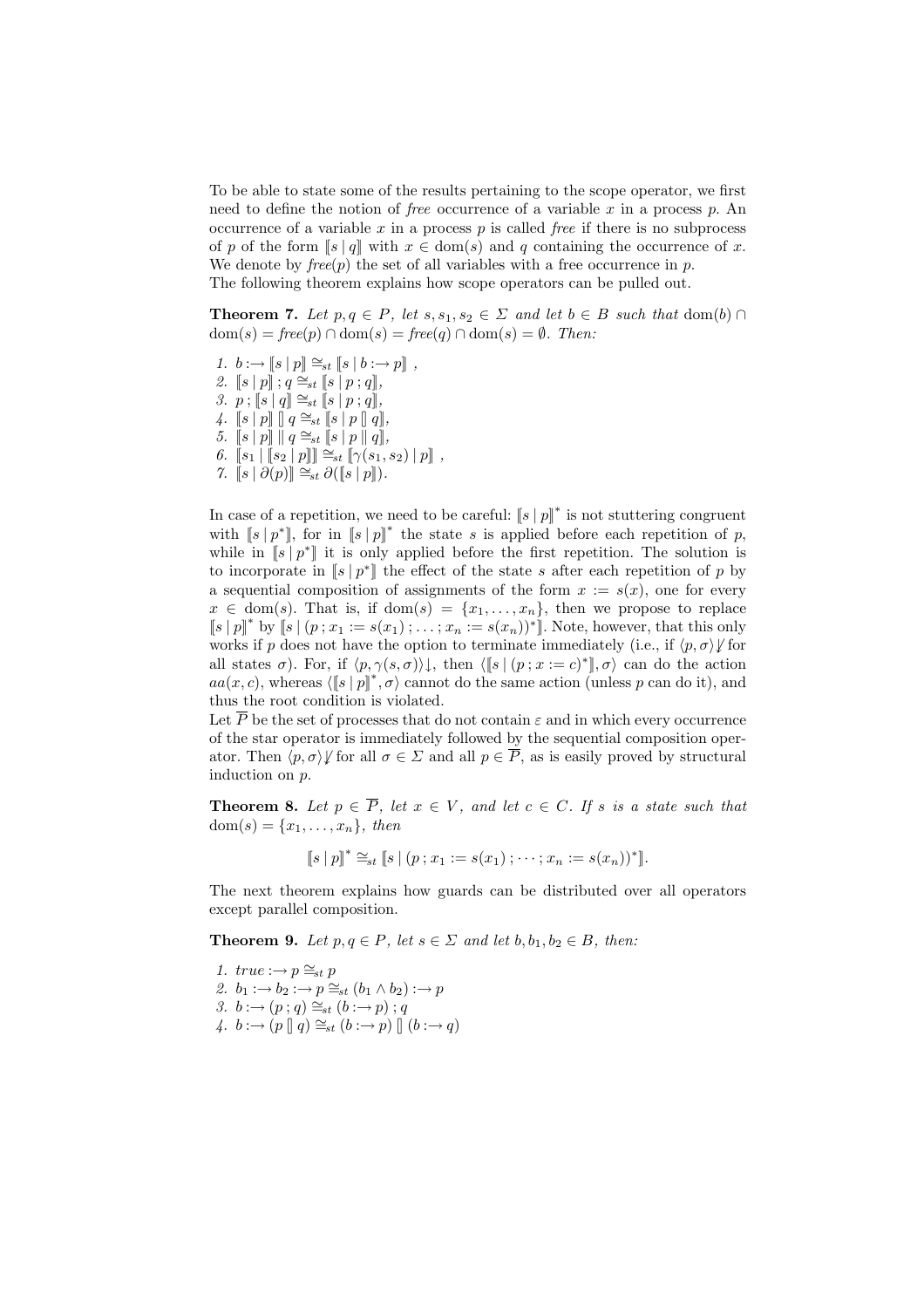To be able to state some of the results pertaining to the scope operator, we first need to define the notion of *free* occurrence of a variable $x$ in a process $p$. An occurrence of a variable $x$ in a process $p$ is called *free* if there is no subprocess of $p$ of the form $[\![s \mid q]\!]$ with $x \in \mathrm{dom}(s)$ and $q$ containing the occurrence of $x$. We denote by $\mathit{free}(p)$ the set of all variables with a free occurrence in $p$.
The following theorem explains how scope operators can be pulled out.

**Theorem 7.** *Let $p, q \in P$, let $s, s_1, s_2 \in \Sigma$ and let $b \in B$ such that $\mathrm{dom}(b) \cap \mathrm{dom}(s) = \mathit{free}(p) \cap \mathrm{dom}(s) = \mathit{free}(q) \cap \mathrm{dom}(s) = \emptyset$. Then:*

1. $b :\rightarrow [\![s \mid p]\!] \cong_{st} [\![s \mid b :\rightarrow p]\!]$ ,
2. $[\![s \mid p]\!] \,;\, q \cong_{st} [\![s \mid p \,;\, q]\!]$,
3. $p \,;\, [\![s \mid q]\!] \cong_{st} [\![s \mid p \,;\, q]\!]$,
4. $[\![s \mid p]\!] \,[\!]\, q \cong_{st} [\![s \mid p \,[\!]\, q]\!]$,
5. $[\![s \mid p]\!] \parallel q \cong_{st} [\![s \mid p \parallel q]\!]$,
6. $[\![s_1 \mid [\![s_2 \mid p]\!]]\!] \cong_{st} [\![\gamma(s_1, s_2) \mid p]\!]$ ,
7. $[\![s \mid \partial(p)]\!] \cong_{st} \partial([\![s \mid p]\!])$.

In case of a repetition, we need to be careful: $[\![s \mid p]\!]^*$ is not stuttering congruent with $[\![s \mid p^*]\!]$, for in $[\![s \mid p]\!]^*$ the state $s$ is applied before each repetition of $p$, while in $[\![s \mid p^*]\!]$ it is only applied before the first repetition. The solution is to incorporate in $[\![s \mid p^*]\!]$ the effect of the state $s$ after each repetition of $p$ by a sequential composition of assignments of the form $x := s(x)$, one for every $x \in \mathrm{dom}(s)$. That is, if $\mathrm{dom}(s) = \{x_1, \ldots, x_n\}$, then we propose to replace $[\![s \mid p]\!]^*$ by $[\![s \mid (p \,;\, x_1 := s(x_1) \,;\, \ldots \,;\, x_n := s(x_n))^*]\!]$. Note, however, that this only works if $p$ does not have the option to terminate immediately (i.e., if $\langle p, \sigma\rangle\not\downarrow$ for all states $\sigma$). For, if $\langle p, \gamma(s, \sigma)\rangle\downarrow$, then $\langle [\![s \mid (p \,;\, x := c)^*]\!], \sigma\rangle$ can do the action $aa(x, c)$, whereas $\langle [\![s \mid p]\!]^*, \sigma\rangle$ cannot do the same action (unless $p$ can do it), and thus the root condition is violated.
Let $\overline{P}$ be the set of processes that do not contain $\varepsilon$ and in which every occurrence of the star operator is immediately followed by the sequential composition operator. Then $\langle p, \sigma\rangle\not\downarrow$ for all $\sigma \in \Sigma$ and all $p \in \overline{P}$, as is easily proved by structural induction on $p$.

**Theorem 8.** *Let $p \in \overline{P}$, let $x \in V$, and let $c \in C$. If $s$ is a state such that $\mathrm{dom}(s) = \{x_1, \ldots, x_n\}$, then*

$$[\![s \mid p]\!]^* \cong_{st} [\![s \mid (p \,;\, x_1 := s(x_1) \,;\, \cdots \,;\, x_n := s(x_n))^*]\!].$$

The next theorem explains how guards can be distributed over all operators except parallel composition.

**Theorem 9.** *Let $p, q \in P$, let $s \in \Sigma$ and let $b, b_1, b_2 \in B$, then:*

1. $\mathit{true} :\rightarrow p \cong_{st} p$
2. $b_1 :\rightarrow b_2 :\rightarrow p \cong_{st} (b_1 \wedge b_2) :\rightarrow p$
3. $b :\rightarrow (p \,;\, q) \cong_{st} (b :\rightarrow p) \,;\, q$
4. $b :\rightarrow (p \,[\!]\, q) \cong_{st} (b :\rightarrow p) \,[\!]\, (b :\rightarrow q)$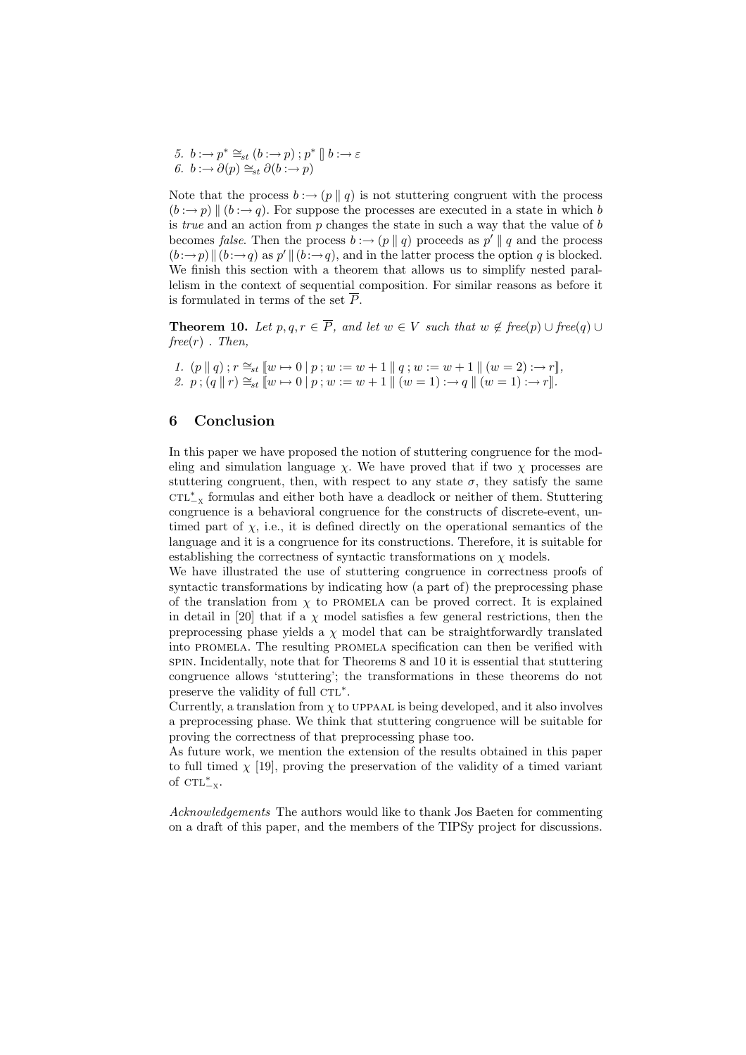5. $b :\rightarrow p^* \cong_{st} (b :\rightarrow p) \,;\, p^* \;[]\; b :\rightarrow \varepsilon$
6. $b :\rightarrow \partial(p) \cong_{st} \partial(b :\rightarrow p)$

Note that the process $b :\rightarrow (p \parallel q)$ is not stuttering congruent with the process $(b :\rightarrow p) \parallel (b :\rightarrow q)$. For suppose the processes are executed in a state in which $b$ is *true* and an action from $p$ changes the state in such a way that the value of $b$ becomes *false*. Then the process $b :\rightarrow (p \parallel q)$ proceeds as $p' \parallel q$ and the process $(b :\rightarrow p) \parallel (b :\rightarrow q)$ as $p' \parallel (b :\rightarrow q)$, and in the latter process the option $q$ is blocked. We finish this section with a theorem that allows us to simplify nested parallelism in the context of sequential composition. For similar reasons as before it is formulated in terms of the set $\overline{P}$.

**Theorem 10.** *Let $p, q, r \in \overline{P}$, and let $w \in V$ such that $w \notin free(p) \cup free(q) \cup free(r)$ . Then,*

1. $(p \parallel q) \,;\, r \cong_{st} [\![ w \mapsto 0 \mid p \,;\, w := w+1 \parallel q \,;\, w := w+1 \parallel (w = 2) :\rightarrow r ]\!]$,
2. $p \,;\, (q \parallel r) \cong_{st} [\![ w \mapsto 0 \mid p \,;\, w := w+1 \parallel (w = 1) :\rightarrow q \parallel (w = 1) :\rightarrow r ]\!]$.

## 6 Conclusion

In this paper we have proposed the notion of stuttering congruence for the modeling and simulation language $\chi$. We have proved that if two $\chi$ processes are stuttering congruent, then, with respect to any state $\sigma$, they satisfy the same $\text{CTL}^*_{-\text{X}}$ formulas and either both have a deadlock or neither of them. Stuttering congruence is a behavioral congruence for the constructs of discrete-event, untimed part of $\chi$, i.e., it is defined directly on the operational semantics of the language and it is a congruence for its constructions. Therefore, it is suitable for establishing the correctness of syntactic transformations on $\chi$ models.

We have illustrated the use of stuttering congruence in correctness proofs of syntactic transformations by indicating how (a part of) the preprocessing phase of the translation from $\chi$ to PROMELA can be proved correct. It is explained in detail in [20] that if a $\chi$ model satisfies a few general restrictions, then the preprocessing phase yields a $\chi$ model that can be straightforwardly translated into PROMELA. The resulting PROMELA specification can then be verified with SPIN. Incidentally, note that for Theorems 8 and 10 it is essential that stuttering congruence allows 'stuttering'; the transformations in these theorems do not preserve the validity of full $\text{CTL}^*$.

Currently, a translation from $\chi$ to UPPAAL is being developed, and it also involves a preprocessing phase. We think that stuttering congruence will be suitable for proving the correctness of that preprocessing phase too.

As future work, we mention the extension of the results obtained in this paper to full timed $\chi$ [19], proving the preservation of the validity of a timed variant of $\text{CTL}^*_{-\text{X}}$.

*Acknowledgements* The authors would like to thank Jos Baeten for commenting on a draft of this paper, and the members of the TIPSy project for discussions.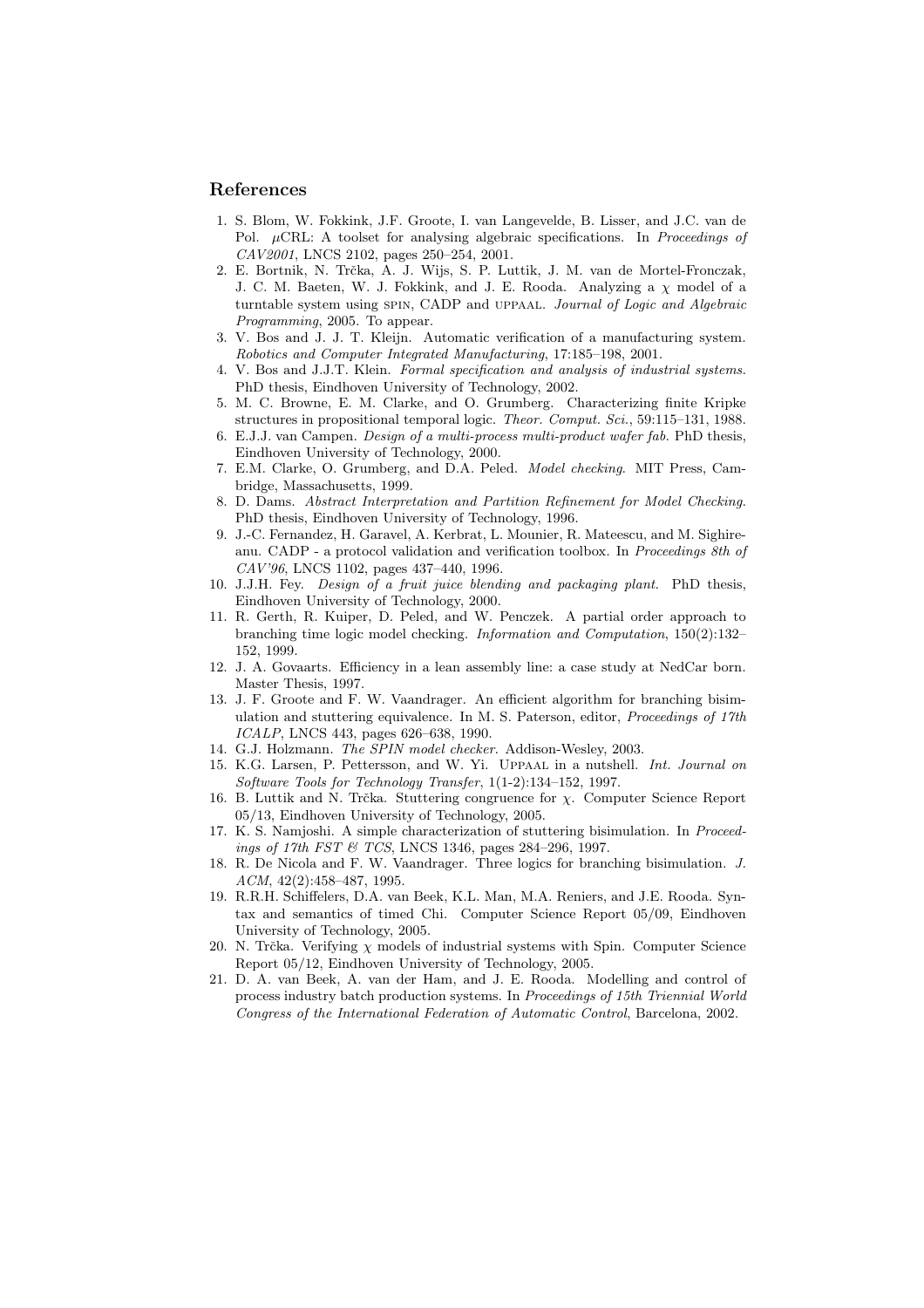## References

1. S. Blom, W. Fokkink, J.F. Groote, I. van Langevelde, B. Lisser, and J.C. van de Pol. $\mu$CRL: A toolset for analysing algebraic specifications. In *Proceedings of CAV2001*, LNCS 2102, pages 250–254, 2001.
2. E. Bortnik, N. Trčka, A. J. Wijs, S. P. Luttik, J. M. van de Mortel-Fronczak, J. C. M. Baeten, W. J. Fokkink, and J. E. Rooda. Analyzing a $\chi$ model of a turntable system using SPIN, CADP and UPPAAL. *Journal of Logic and Algebraic Programming*, 2005. To appear.
3. V. Bos and J. J. T. Kleijn. Automatic verification of a manufacturing system. *Robotics and Computer Integrated Manufacturing*, 17:185–198, 2001.
4. V. Bos and J.J.T. Klein. *Formal specification and analysis of industrial systems.* PhD thesis, Eindhoven University of Technology, 2002.
5. M. C. Browne, E. M. Clarke, and O. Grumberg. Characterizing finite Kripke structures in propositional temporal logic. *Theor. Comput. Sci.*, 59:115–131, 1988.
6. E.J.J. van Campen. *Design of a multi-process multi-product wafer fab.* PhD thesis, Eindhoven University of Technology, 2000.
7. E.M. Clarke, O. Grumberg, and D.A. Peled. *Model checking*. MIT Press, Cambridge, Massachusetts, 1999.
8. D. Dams. *Abstract Interpretation and Partition Refinement for Model Checking.* PhD thesis, Eindhoven University of Technology, 1996.
9. J.-C. Fernandez, H. Garavel, A. Kerbrat, L. Mounier, R. Mateescu, and M. Sighireanu. CADP - a protocol validation and verification toolbox. In *Proceedings 8th of CAV'96*, LNCS 1102, pages 437–440, 1996.
10. J.J.H. Fey. *Design of a fruit juice blending and packaging plant.* PhD thesis, Eindhoven University of Technology, 2000.
11. R. Gerth, R. Kuiper, D. Peled, and W. Penczek. A partial order approach to branching time logic model checking. *Information and Computation*, 150(2):132–152, 1999.
12. J. A. Govaarts. Efficiency in a lean assembly line: a case study at NedCar born. Master Thesis, 1997.
13. J. F. Groote and F. W. Vaandrager. An efficient algorithm for branching bisimulation and stuttering equivalence. In M. S. Paterson, editor, *Proceedings of 17th ICALP*, LNCS 443, pages 626–638, 1990.
14. G.J. Holzmann. *The SPIN model checker*. Addison-Wesley, 2003.
15. K.G. Larsen, P. Pettersson, and W. Yi. UPPAAL in a nutshell. *Int. Journal on Software Tools for Technology Transfer*, 1(1-2):134–152, 1997.
16. B. Luttik and N. Trčka. Stuttering congruence for $\chi$. Computer Science Report 05/13, Eindhoven University of Technology, 2005.
17. K. S. Namjoshi. A simple characterization of stuttering bisimulation. In *Proceedings of 17th FST & TCS*, LNCS 1346, pages 284–296, 1997.
18. R. De Nicola and F. W. Vaandrager. Three logics for branching bisimulation. *J. ACM*, 42(2):458–487, 1995.
19. R.R.H. Schiffelers, D.A. van Beek, K.L. Man, M.A. Reniers, and J.E. Rooda. Syntax and semantics of timed Chi. Computer Science Report 05/09, Eindhoven University of Technology, 2005.
20. N. Trčka. Verifying $\chi$ models of industrial systems with Spin. Computer Science Report 05/12, Eindhoven University of Technology, 2005.
21. D. A. van Beek, A. van der Ham, and J. E. Rooda. Modelling and control of process industry batch production systems. In *Proceedings of 15th Triennial World Congress of the International Federation of Automatic Control*, Barcelona, 2002.